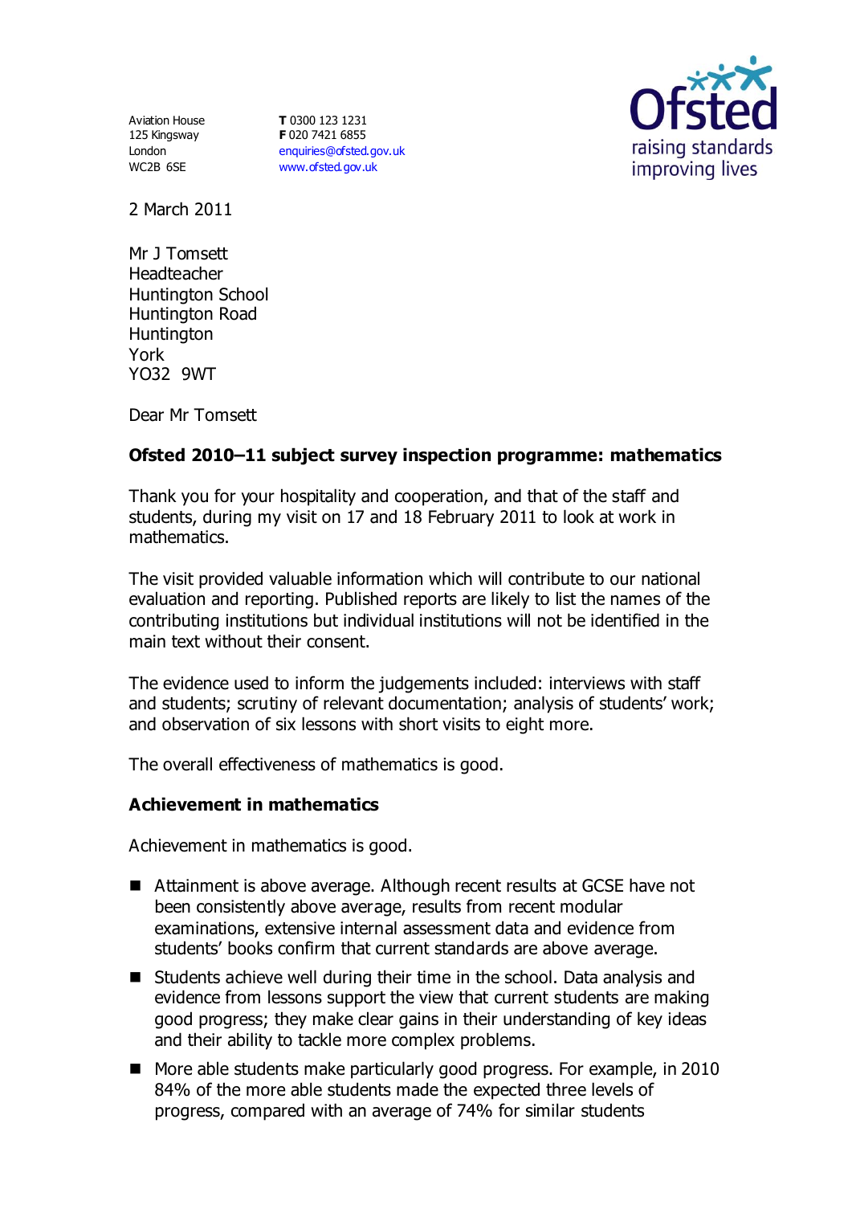Aviation House
125 Kingsway
London
WC2B 6SE

**T** 0300 123 1231
**F** 020 7421 6855
enquiries@ofsted.gov.uk
www.ofsted.gov.uk

2 March 2011

Mr J Tomsett
Headteacher
Huntington School
Huntington Road
Huntington
York
YO32 9WT

Dear Mr Tomsett

**Ofsted 2010–11 subject survey inspection programme: mathematics**

Thank you for your hospitality and cooperation, and that of the staff and students, during my visit on 17 and 18 February 2011 to look at work in mathematics.

The visit provided valuable information which will contribute to our national evaluation and reporting. Published reports are likely to list the names of the contributing institutions but individual institutions will not be identified in the main text without their consent.

The evidence used to inform the judgements included: interviews with staff and students; scrutiny of relevant documentation; analysis of students' work; and observation of six lessons with short visits to eight more.

The overall effectiveness of mathematics is good.

**Achievement in mathematics**

Achievement in mathematics is good.

- Attainment is above average. Although recent results at GCSE have not been consistently above average, results from recent modular examinations, extensive internal assessment data and evidence from students' books confirm that current standards are above average.
- Students achieve well during their time in the school. Data analysis and evidence from lessons support the view that current students are making good progress; they make clear gains in their understanding of key ideas and their ability to tackle more complex problems.
- More able students make particularly good progress. For example, in 2010 84% of the more able students made the expected three levels of progress, compared with an average of 74% for similar students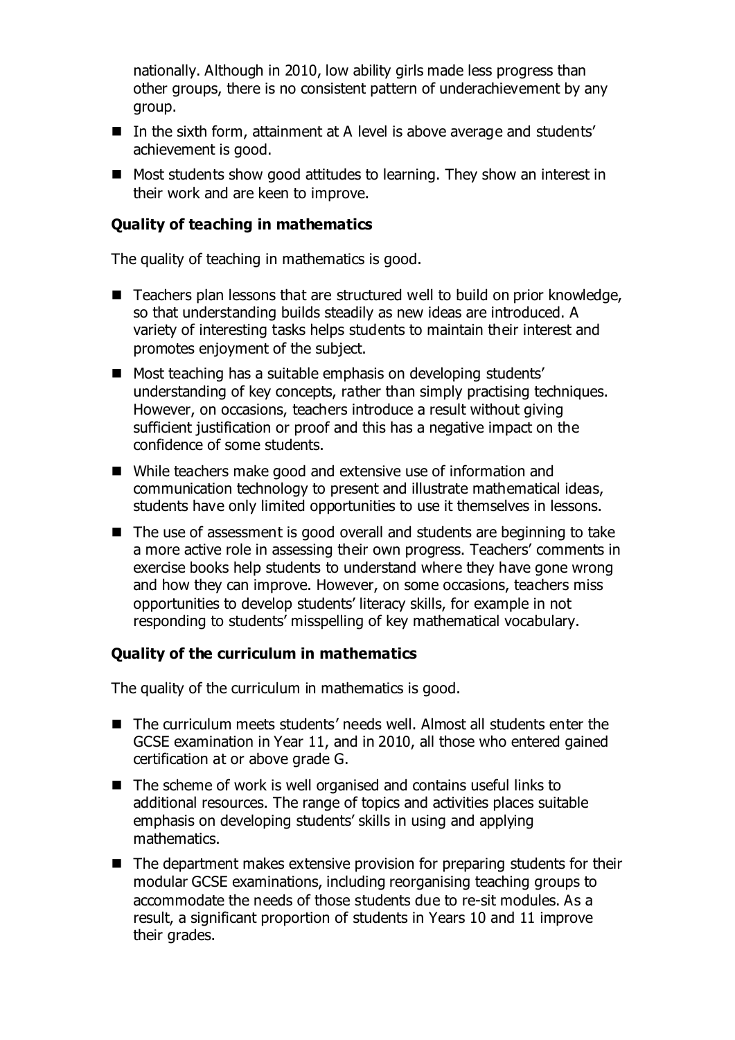nationally. Although in 2010, low ability girls made less progress than other groups, there is no consistent pattern of underachievement by any group.

- In the sixth form, attainment at A level is above average and students' achievement is good.
- Most students show good attitudes to learning. They show an interest in their work and are keen to improve.

### Quality of teaching in mathematics

The quality of teaching in mathematics is good.

- Teachers plan lessons that are structured well to build on prior knowledge, so that understanding builds steadily as new ideas are introduced. A variety of interesting tasks helps students to maintain their interest and promotes enjoyment of the subject.
- Most teaching has a suitable emphasis on developing students' understanding of key concepts, rather than simply practising techniques. However, on occasions, teachers introduce a result without giving sufficient justification or proof and this has a negative impact on the confidence of some students.
- While teachers make good and extensive use of information and communication technology to present and illustrate mathematical ideas, students have only limited opportunities to use it themselves in lessons.
- The use of assessment is good overall and students are beginning to take a more active role in assessing their own progress. Teachers' comments in exercise books help students to understand where they have gone wrong and how they can improve. However, on some occasions, teachers miss opportunities to develop students' literacy skills, for example in not responding to students' misspelling of key mathematical vocabulary.

### Quality of the curriculum in mathematics

The quality of the curriculum in mathematics is good.

- The curriculum meets students' needs well. Almost all students enter the GCSE examination in Year 11, and in 2010, all those who entered gained certification at or above grade G.
- The scheme of work is well organised and contains useful links to additional resources. The range of topics and activities places suitable emphasis on developing students' skills in using and applying mathematics.
- The department makes extensive provision for preparing students for their modular GCSE examinations, including reorganising teaching groups to accommodate the needs of those students due to re-sit modules. As a result, a significant proportion of students in Years 10 and 11 improve their grades.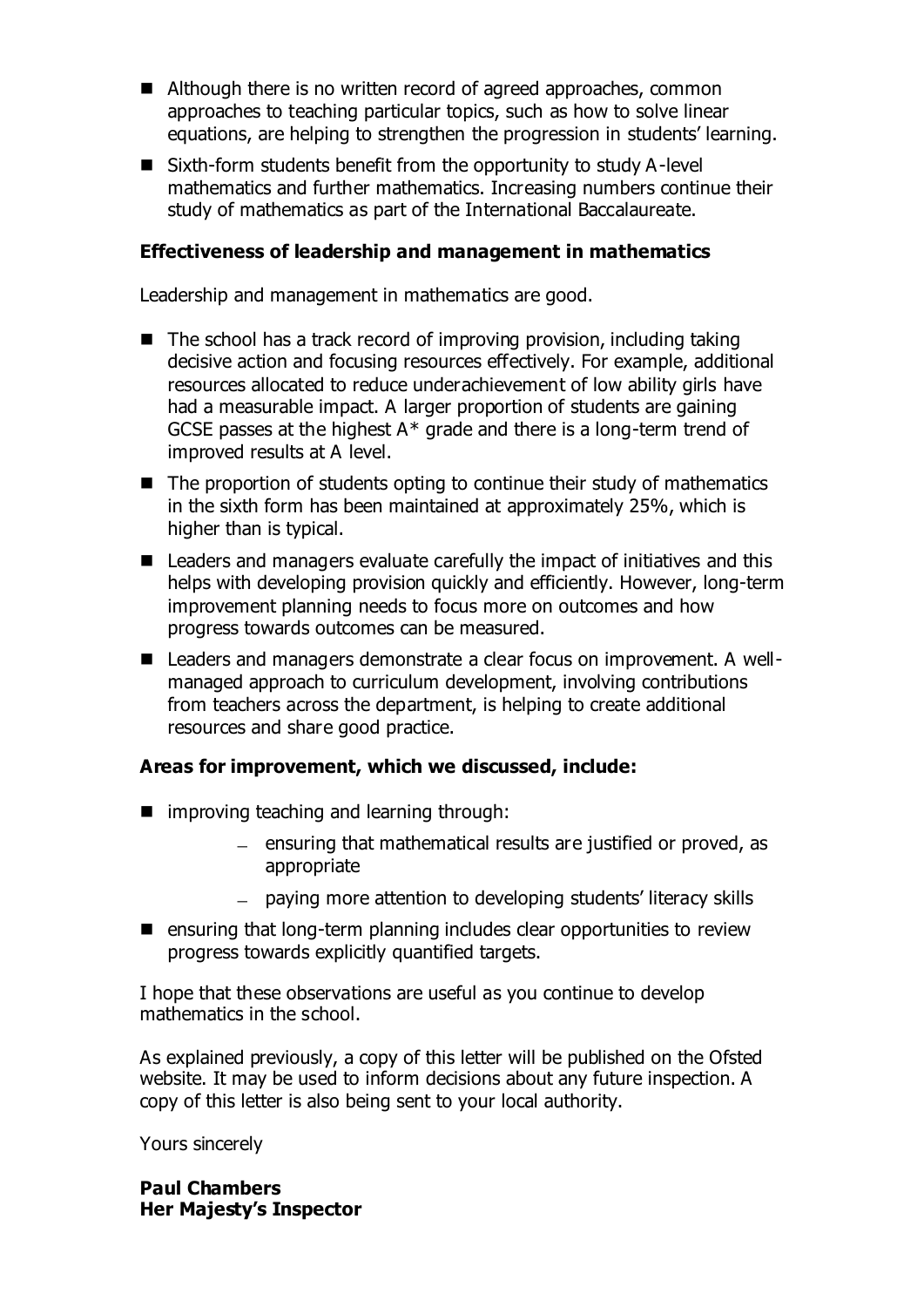- Although there is no written record of agreed approaches, common approaches to teaching particular topics, such as how to solve linear equations, are helping to strengthen the progression in students' learning.
- Sixth-form students benefit from the opportunity to study A-level mathematics and further mathematics. Increasing numbers continue their study of mathematics as part of the International Baccalaureate.

**Effectiveness of leadership and management in mathematics**

Leadership and management in mathematics are good.

- The school has a track record of improving provision, including taking decisive action and focusing resources effectively. For example, additional resources allocated to reduce underachievement of low ability girls have had a measurable impact. A larger proportion of students are gaining GCSE passes at the highest A* grade and there is a long-term trend of improved results at A level.
- The proportion of students opting to continue their study of mathematics in the sixth form has been maintained at approximately 25%, which is higher than is typical.
- Leaders and managers evaluate carefully the impact of initiatives and this helps with developing provision quickly and efficiently. However, long-term improvement planning needs to focus more on outcomes and how progress towards outcomes can be measured.
- Leaders and managers demonstrate a clear focus on improvement. A well-managed approach to curriculum development, involving contributions from teachers across the department, is helping to create additional resources and share good practice.

**Areas for improvement, which we discussed, include:**

- improving teaching and learning through:
  - ensuring that mathematical results are justified or proved, as appropriate
  - paying more attention to developing students' literacy skills
- ensuring that long-term planning includes clear opportunities to review progress towards explicitly quantified targets.

I hope that these observations are useful as you continue to develop mathematics in the school.

As explained previously, a copy of this letter will be published on the Ofsted website. It may be used to inform decisions about any future inspection. A copy of this letter is also being sent to your local authority.

Yours sincerely

**Paul Chambers**
**Her Majesty's Inspector**